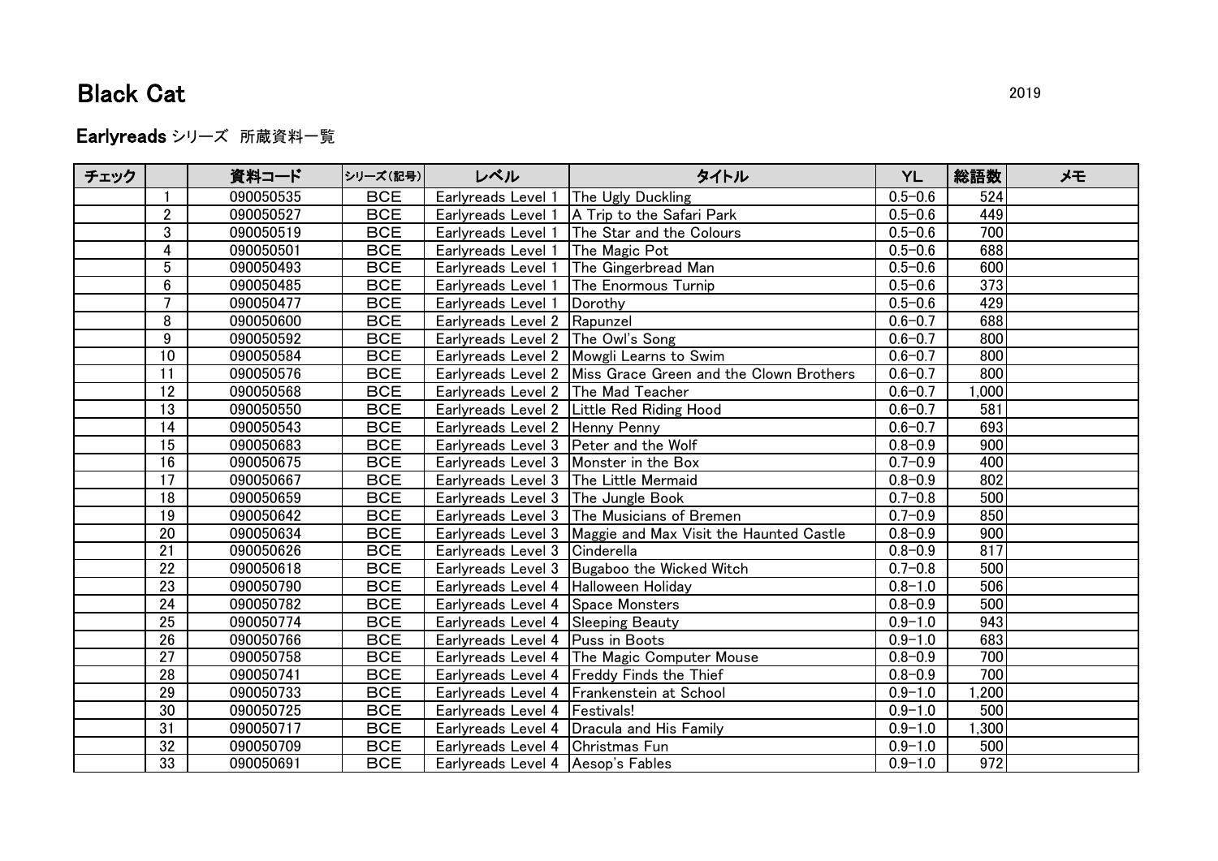# Black Cat

2019

## Earlyreads シリーズ　所蔵資料一覧

| チェック | | 資料コード | シリーズ(記号) | レベル | タイトル | YL | 総語数 | メモ |
|---|---|---|---|---|---|---|---|---|
| | 1 | 090050535 | BCE | Earlyreads Level 1 | The Ugly Duckling | 0.5−0.6 | 524 | |
| | 2 | 090050527 | BCE | Earlyreads Level 1 | A Trip to the Safari Park | 0.5−0.6 | 449 | |
| | 3 | 090050519 | BCE | Earlyreads Level 1 | The Star and the Colours | 0.5−0.6 | 700 | |
| | 4 | 090050501 | BCE | Earlyreads Level 1 | The Magic Pot | 0.5−0.6 | 688 | |
| | 5 | 090050493 | BCE | Earlyreads Level 1 | The Gingerbread Man | 0.5−0.6 | 600 | |
| | 6 | 090050485 | BCE | Earlyreads Level 1 | The Enormous Turnip | 0.5−0.6 | 373 | |
| | 7 | 090050477 | BCE | Earlyreads Level 1 | Dorothy | 0.5−0.6 | 429 | |
| | 8 | 090050600 | BCE | Earlyreads Level 2 | Rapunzel | 0.6−0.7 | 688 | |
| | 9 | 090050592 | BCE | Earlyreads Level 2 | The Owl's Song | 0.6−0.7 | 800 | |
| | 10 | 090050584 | BCE | Earlyreads Level 2 | Mowgli Learns to Swim | 0.6−0.7 | 800 | |
| | 11 | 090050576 | BCE | Earlyreads Level 2 | Miss Grace Green and the Clown Brothers | 0.6−0.7 | 800 | |
| | 12 | 090050568 | BCE | Earlyreads Level 2 | The Mad Teacher | 0.6−0.7 | 1,000 | |
| | 13 | 090050550 | BCE | Earlyreads Level 2 | Little Red Riding Hood | 0.6−0.7 | 581 | |
| | 14 | 090050543 | BCE | Earlyreads Level 2 | Henny Penny | 0.6−0.7 | 693 | |
| | 15 | 090050683 | BCE | Earlyreads Level 3 | Peter and the Wolf | 0.8−0.9 | 900 | |
| | 16 | 090050675 | BCE | Earlyreads Level 3 | Monster in the Box | 0.7−0.9 | 400 | |
| | 17 | 090050667 | BCE | Earlyreads Level 3 | The Little Mermaid | 0.8−0.9 | 802 | |
| | 18 | 090050659 | BCE | Earlyreads Level 3 | The Jungle Book | 0.7−0.8 | 500 | |
| | 19 | 090050642 | BCE | Earlyreads Level 3 | The Musicians of Bremen | 0.7−0.9 | 850 | |
| | 20 | 090050634 | BCE | Earlyreads Level 3 | Maggie and Max Visit the Haunted Castle | 0.8−0.9 | 900 | |
| | 21 | 090050626 | BCE | Earlyreads Level 3 | Cinderella | 0.8−0.9 | 817 | |
| | 22 | 090050618 | BCE | Earlyreads Level 3 | Bugaboo the Wicked Witch | 0.7−0.8 | 500 | |
| | 23 | 090050790 | BCE | Earlyreads Level 4 | Halloween Holiday | 0.8−1.0 | 506 | |
| | 24 | 090050782 | BCE | Earlyreads Level 4 | Space Monsters | 0.8−0.9 | 500 | |
| | 25 | 090050774 | BCE | Earlyreads Level 4 | Sleeping Beauty | 0.9−1.0 | 943 | |
| | 26 | 090050766 | BCE | Earlyreads Level 4 | Puss in Boots | 0.9−1.0 | 683 | |
| | 27 | 090050758 | BCE | Earlyreads Level 4 | The Magic Computer Mouse | 0.8−0.9 | 700 | |
| | 28 | 090050741 | BCE | Earlyreads Level 4 | Freddy Finds the Thief | 0.8−0.9 | 700 | |
| | 29 | 090050733 | BCE | Earlyreads Level 4 | Frankenstein at School | 0.9−1.0 | 1,200 | |
| | 30 | 090050725 | BCE | Earlyreads Level 4 | Festivals! | 0.9−1.0 | 500 | |
| | 31 | 090050717 | BCE | Earlyreads Level 4 | Dracula and His Family | 0.9−1.0 | 1,300 | |
| | 32 | 090050709 | BCE | Earlyreads Level 4 | Christmas Fun | 0.9−1.0 | 500 | |
| | 33 | 090050691 | BCE | Earlyreads Level 4 | Aesop's Fables | 0.9−1.0 | 972 | |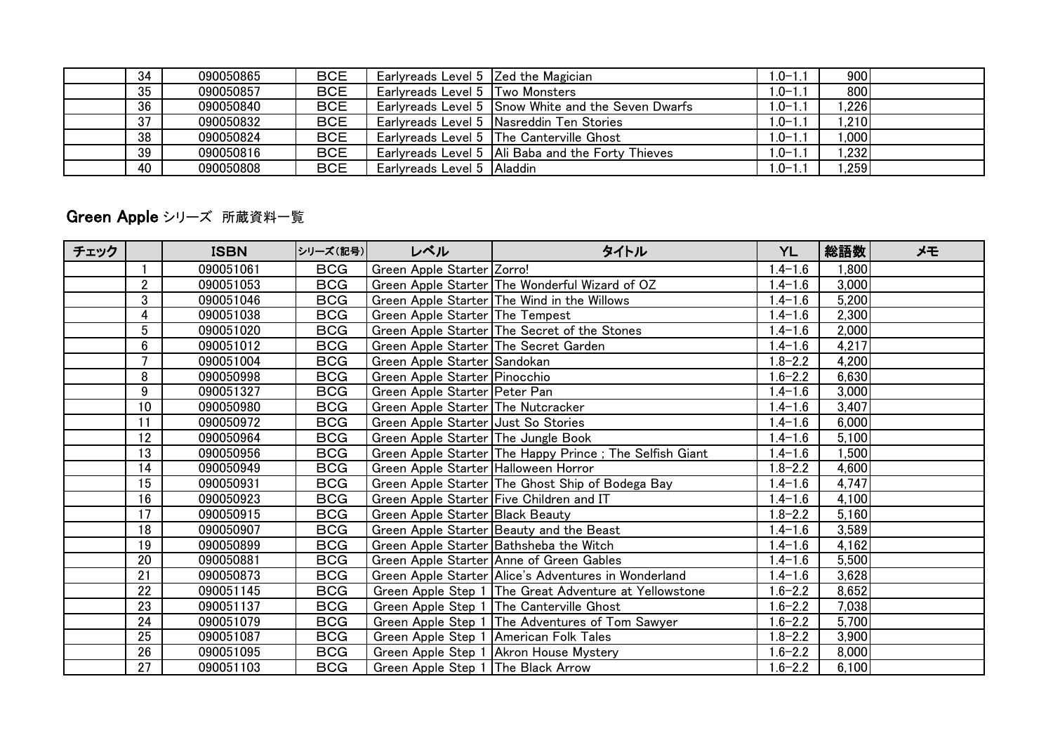| チェック | | ISBN | シリーズ(記号) | レベル | タイトル | YL | 総語数 | メモ |
|---|---|---|---|---|---|---|---|---|
| | 34 | 090050865 | BCE | Earlyreads Level 5 | Zed the Magician | 1.0−1.1 | 900 | |
| | 35 | 090050857 | BCE | Earlyreads Level 5 | Two Monsters | 1.0−1.1 | 800 | |
| | 36 | 090050840 | BCE | Earlyreads Level 5 | Snow White and the Seven Dwarfs | 1.0−1.1 | 1,226 | |
| | 37 | 090050832 | BCE | Earlyreads Level 5 | Nasreddin Ten Stories | 1.0−1.1 | 1,210 | |
| | 38 | 090050824 | BCE | Earlyreads Level 5 | The Canterville Ghost | 1.0−1.1 | 1,000 | |
| | 39 | 090050816 | BCE | Earlyreads Level 5 | Ali Baba and the Forty Thieves | 1.0−1.1 | 1,232 | |
| | 40 | 090050808 | BCE | Earlyreads Level 5 | Aladdin | 1.0−1.1 | 1,259 | |

## Green Apple シリーズ 所蔵資料一覧

| チェック | | ISBN | シリーズ(記号) | レベル | タイトル | YL | 総語数 | メモ |
|---|---|---|---|---|---|---|---|---|
| | 1 | 090051061 | BCG | Green Apple Starter | Zorro! | 1.4−1.6 | 1,800 | |
| | 2 | 090051053 | BCG | Green Apple Starter | The Wonderful Wizard of OZ | 1.4−1.6 | 3,000 | |
| | 3 | 090051046 | BCG | Green Apple Starter | The Wind in the Willows | 1.4−1.6 | 5,200 | |
| | 4 | 090051038 | BCG | Green Apple Starter | The Tempest | 1.4−1.6 | 2,300 | |
| | 5 | 090051020 | BCG | Green Apple Starter | The Secret of the Stones | 1.4−1.6 | 2,000 | |
| | 6 | 090051012 | BCG | Green Apple Starter | The Secret Garden | 1.4−1.6 | 4,217 | |
| | 7 | 090051004 | BCG | Green Apple Starter | Sandokan | 1.8−2.2 | 4,200 | |
| | 8 | 090050998 | BCG | Green Apple Starter | Pinocchio | 1.6−2.2 | 6,630 | |
| | 9 | 090051327 | BCG | Green Apple Starter | Peter Pan | 1.4−1.6 | 3,000 | |
| | 10 | 090050980 | BCG | Green Apple Starter | The Nutcracker | 1.4−1.6 | 3,407 | |
| | 11 | 090050972 | BCG | Green Apple Starter | Just So Stories | 1.4−1.6 | 6,000 | |
| | 12 | 090050964 | BCG | Green Apple Starter | The Jungle Book | 1.4−1.6 | 5,100 | |
| | 13 | 090050956 | BCG | Green Apple Starter | The Happy Prince ; The Selfish Giant | 1.4−1.6 | 1,500 | |
| | 14 | 090050949 | BCG | Green Apple Starter | Halloween Horror | 1.8−2.2 | 4,600 | |
| | 15 | 090050931 | BCG | Green Apple Starter | The Ghost Ship of Bodega Bay | 1.4−1.6 | 4,747 | |
| | 16 | 090050923 | BCG | Green Apple Starter | Five Children and IT | 1.4−1.6 | 4,100 | |
| | 17 | 090050915 | BCG | Green Apple Starter | Black Beauty | 1.8−2.2 | 5,160 | |
| | 18 | 090050907 | BCG | Green Apple Starter | Beauty and the Beast | 1.4−1.6 | 3,589 | |
| | 19 | 090050899 | BCG | Green Apple Starter | Bathsheba the Witch | 1.4−1.6 | 4,162 | |
| | 20 | 090050881 | BCG | Green Apple Starter | Anne of Green Gables | 1.4−1.6 | 5,500 | |
| | 21 | 090050873 | BCG | Green Apple Starter | Alice's Adventures in Wonderland | 1.4−1.6 | 3,628 | |
| | 22 | 090051145 | BCG | Green Apple Step 1 | The Great Adventure at Yellowstone | 1.6−2.2 | 8,652 | |
| | 23 | 090051137 | BCG | Green Apple Step 1 | The Canterville Ghost | 1.6−2.2 | 7,038 | |
| | 24 | 090051079 | BCG | Green Apple Step 1 | The Adventures of Tom Sawyer | 1.6−2.2 | 5,700 | |
| | 25 | 090051087 | BCG | Green Apple Step 1 | American Folk Tales | 1.8−2.2 | 3,900 | |
| | 26 | 090051095 | BCG | Green Apple Step 1 | Akron House Mystery | 1.6−2.2 | 8,000 | |
| | 27 | 090051103 | BCG | Green Apple Step 1 | The Black Arrow | 1.6−2.2 | 6,100 | |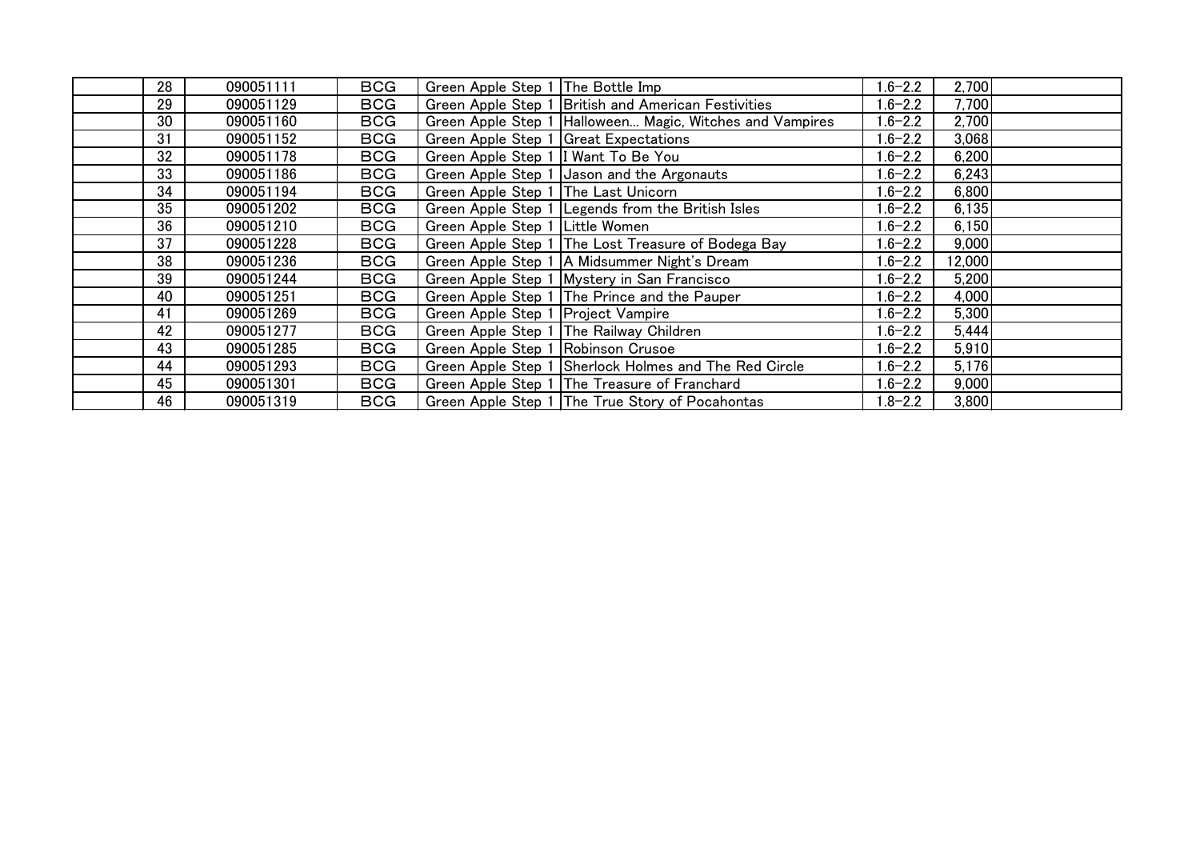| | | | | | | | | |
|---|---|---|---|---|---|---|---|---|
| | 28 | 090051111 | BCG | Green Apple Step 1 | The Bottle Imp | 1.6−2.2 | 2,700 | |
| | 29 | 090051129 | BCG | Green Apple Step 1 | British and American Festivities | 1.6−2.2 | 7,700 | |
| | 30 | 090051160 | BCG | Green Apple Step 1 | Halloween... Magic, Witches and Vampires | 1.6−2.2 | 2,700 | |
| | 31 | 090051152 | BCG | Green Apple Step 1 | Great Expectations | 1.6−2.2 | 3,068 | |
| | 32 | 090051178 | BCG | Green Apple Step 1 | I Want To Be You | 1.6−2.2 | 6,200 | |
| | 33 | 090051186 | BCG | Green Apple Step 1 | Jason and the Argonauts | 1.6−2.2 | 6,243 | |
| | 34 | 090051194 | BCG | Green Apple Step 1 | The Last Unicorn | 1.6−2.2 | 6,800 | |
| | 35 | 090051202 | BCG | Green Apple Step 1 | Legends from the British Isles | 1.6−2.2 | 6,135 | |
| | 36 | 090051210 | BCG | Green Apple Step 1 | Little Women | 1.6−2.2 | 6,150 | |
| | 37 | 090051228 | BCG | Green Apple Step 1 | The Lost Treasure of Bodega Bay | 1.6−2.2 | 9,000 | |
| | 38 | 090051236 | BCG | Green Apple Step 1 | A Midsummer Night's Dream | 1.6−2.2 | 12,000 | |
| | 39 | 090051244 | BCG | Green Apple Step 1 | Mystery in San Francisco | 1.6−2.2 | 5,200 | |
| | 40 | 090051251 | BCG | Green Apple Step 1 | The Prince and the Pauper | 1.6−2.2 | 4,000 | |
| | 41 | 090051269 | BCG | Green Apple Step 1 | Project Vampire | 1.6−2.2 | 5,300 | |
| | 42 | 090051277 | BCG | Green Apple Step 1 | The Railway Children | 1.6−2.2 | 5,444 | |
| | 43 | 090051285 | BCG | Green Apple Step 1 | Robinson Crusoe | 1.6−2.2 | 5,910 | |
| | 44 | 090051293 | BCG | Green Apple Step 1 | Sherlock Holmes and The Red Circle | 1.6−2.2 | 5,176 | |
| | 45 | 090051301 | BCG | Green Apple Step 1 | The Treasure of Franchard | 1.6−2.2 | 9,000 | |
| | 46 | 090051319 | BCG | Green Apple Step 1 | The True Story of Pocahontas | 1.8−2.2 | 3,800 | |